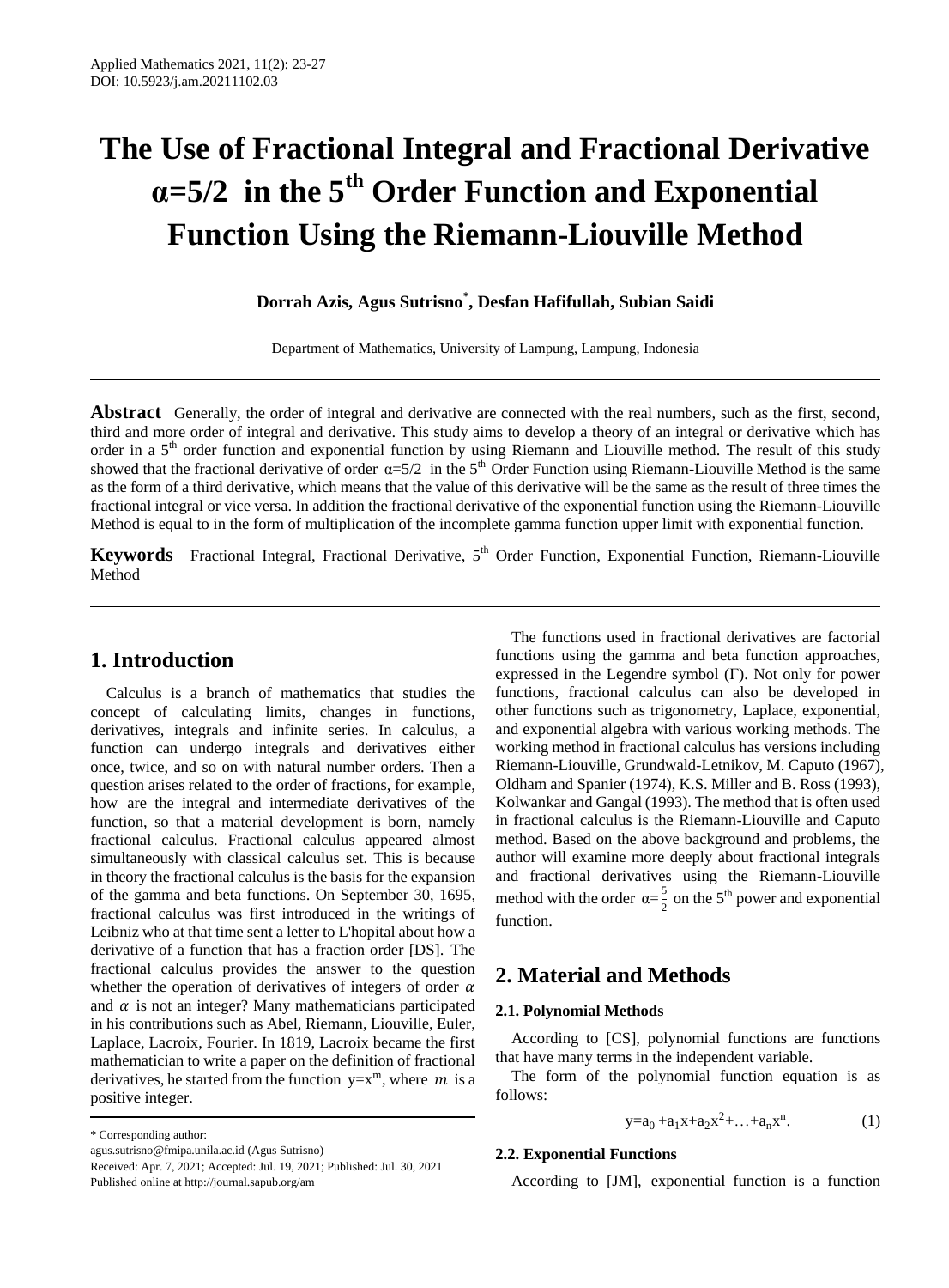# The Use of Fractional Integral and Fractional Derivative α=5/2 in the 5th Order Function and Exponential Function Using the Riemann-Liouville Method

**Dorrah Azis, Agus Sutrisno*, Desfan Hafifullah, Subian Saidi**

Department of Mathematics, University of Lampung, Lampung, Indonesia

---

**Abstract** Generally, the order of integral and derivative are connected with the real numbers, such as the first, second, third and more order of integral and derivative. This study aims to develop a theory of an integral or derivative which has order in a 5th order function and exponential function by using Riemann and Liouville method. The result of this study showed that the fractional derivative of order $\alpha=5/2$ in the 5th Order Function using Riemann-Liouville Method is the same as the form of a third derivative, which means that the value of this derivative will be the same as the result of three times the fractional integral or vice versa. In addition the fractional derivative of the exponential function using the Riemann-Liouville Method is equal to in the form of multiplication of the incomplete gamma function upper limit with exponential function.

**Keywords** Fractional Integral, Fractional Derivative, 5th Order Function, Exponential Function, Riemann-Liouville Method

---

## 1. Introduction

Calculus is a branch of mathematics that studies the concept of calculating limits, changes in functions, derivatives, integrals and infinite series. In calculus, a function can undergo integrals and derivatives either once, twice, and so on with natural number orders. Then a question arises related to the order of fractions, for example, how are the integral and intermediate derivatives of the function, so that a material development is born, namely fractional calculus. Fractional calculus appeared almost simultaneously with classical calculus set. This is because in theory the fractional calculus is the basis for the expansion of the gamma and beta functions. On September 30, 1695, fractional calculus was first introduced in the writings of Leibniz who at that time sent a letter to L'hopital about how a derivative of a function that has a fraction order [DS]. The fractional calculus provides the answer to the question whether the operation of derivatives of integers of order $\alpha$ and $\alpha$ is not an integer? Many mathematicians participated in his contributions such as Abel, Riemann, Liouville, Euler, Laplace, Lacroix, Fourier. In 1819, Lacroix became the first mathematician to write a paper on the definition of fractional derivatives, he started from the function $y=x^m$, where $m$ is a positive integer.

The functions used in fractional derivatives are factorial functions using the gamma and beta function approaches, expressed in the Legendre symbol ($\Gamma$). Not only for power functions, fractional calculus can also be developed in other functions such as trigonometry, Laplace, exponential, and exponential algebra with various working methods. The working method in fractional calculus has versions including Riemann-Liouville, Grundwald-Letnikov, M. Caputo (1967), Oldham and Spanier (1974), K.S. Miller and B. Ross (1993), Kolwankar and Gangal (1993). The method that is often used in fractional calculus is the Riemann-Liouville and Caputo method. Based on the above background and problems, the author will examine more deeply about fractional integrals and fractional derivatives using the Riemann-Liouville method with the order $\alpha=\frac{5}{2}$ on the 5th power and exponential function.

## 2. Material and Methods

### 2.1. Polynomial Methods

According to [CS], polynomial functions are functions that have many terms in the independent variable.

The form of the polynomial function equation is as follows:

$$y=a_0+a_1x+a_2x^2+\ldots+a_nx^n. \tag{1}$$

### 2.2. Exponential Functions

According to [JM], exponential function is a function

---

\* Corresponding author:

agus.sutrisno@fmipa.unila.ac.id (Agus Sutrisno)

Received: Apr. 7, 2021; Accepted: Jul. 19, 2021; Published: Jul. 30, 2021

Published online at http://journal.sapub.org/am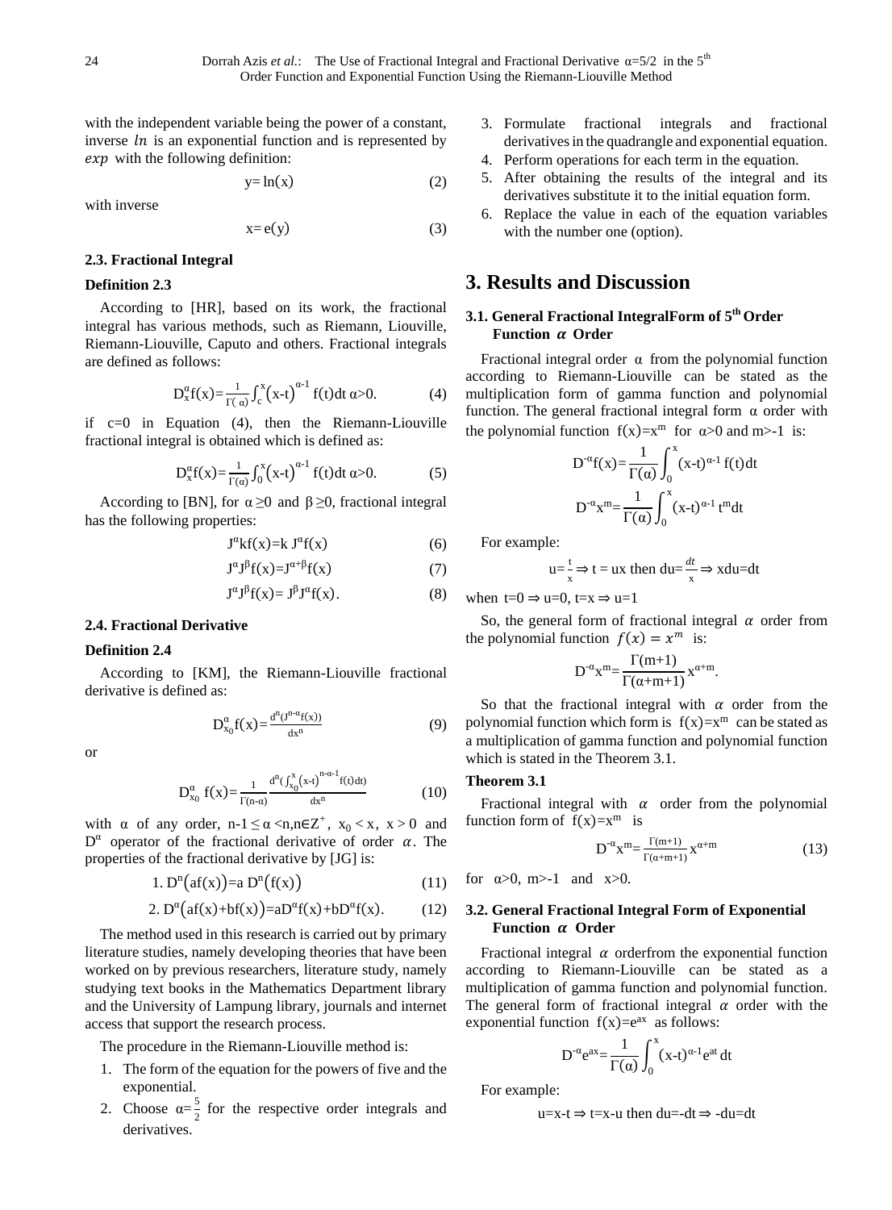with the independent variable being the power of a constant, inverse $ln$ is an exponential function and is represented by $exp$ with the following definition:

$$y = \ln(x) \tag{2}$$

with inverse

$$x = e(y) \tag{3}$$

### 2.3. Fractional Integral

**Definition 2.3**

According to [HR], based on its work, the fractional integral has various methods, such as Riemann, Liouville, Riemann-Liouville, Caputo and others. Fractional integrals are defined as follows:

$$D_x^{\alpha}f(x) = \frac{1}{\Gamma(\alpha)}\int_c^x (x-t)^{\alpha-1} f(t)dt \quad \alpha>0. \tag{4}$$

if c=0 in Equation (4), then the Riemann-Liouville fractional integral is obtained which is defined as:

$$D_x^{\alpha}f(x) = \frac{1}{\Gamma(\alpha)}\int_0^x (x-t)^{\alpha-1} f(t)dt \quad \alpha>0. \tag{5}$$

According to [BN], for $\alpha \geq 0$ and $\beta \geq 0$, fractional integral has the following properties:

$$J^{\alpha}kf(x) = k\,J^{\alpha}f(x) \tag{6}$$

$$J^{\alpha}J^{\beta}f(x) = J^{\alpha+\beta}f(x) \tag{7}$$

$$J^{\alpha}J^{\beta}f(x) = J^{\beta}J^{\alpha}f(x). \tag{8}$$

### 2.4. Fractional Derivative

**Definition 2.4**

According to [KM], the Riemann-Liouville fractional derivative is defined as:

$$D_{x_0}^{\alpha}f(x) = \frac{d^n(J^{n-\alpha}f(x))}{dx^n} \tag{9}$$

or

$$D_{x_0}^{\alpha}\,f(x) = \frac{1}{\Gamma(n-\alpha)}\frac{d^n\left(\int_{x_0}^x (x-t)^{n-\alpha-1} f(t)dt\right)}{dx^n} \tag{10}$$

with $\alpha$ of any order, $n-1 \leq \alpha < n, n \in Z^+$, $x_0 < x$, $x > 0$ and $D^{\alpha}$ operator of the fractional derivative of order $\alpha$. The properties of the fractional derivative by [JG] is:

$$1.\ D^n\big(af(x)\big) = a\,D^n\big(f(x)\big) \tag{11}$$

$$2.\ D^{\alpha}\big(af(x)+bf(x)\big) = aD^{\alpha}f(x)+bD^{\alpha}f(x). \tag{12}$$

The method used in this research is carried out by primary literature studies, namely developing theories that have been worked on by previous researchers, literature study, namely studying text books in the Mathematics Department library and the University of Lampung library, journals and internet access that support the research process.

The procedure in the Riemann-Liouville method is:

1. The form of the equation for the powers of five and the exponential.
2. Choose $\alpha = \frac{5}{2}$ for the respective order integrals and derivatives.
3. Formulate fractional integrals and fractional derivatives in the quadrangle and exponential equation.
4. Perform operations for each term in the equation.
5. After obtaining the results of the integral and its derivatives substitute it to the initial equation form.
6. Replace the value in each of the equation variables with the number one (option).

# 3. Results and Discussion

### 3.1. General Fractional IntegralForm of 5[th] Order Function $\alpha$ Order

Fractional integral order $\alpha$ from the polynomial function according to Riemann-Liouville can be stated as the multiplication form of gamma function and polynomial function. The general fractional integral form $\alpha$ order with the polynomial function $f(x)=x^m$ for $\alpha>0$ and $m>-1$ is:

$$D^{-\alpha}f(x) = \frac{1}{\Gamma(\alpha)}\int_0^x (x-t)^{\alpha-1} f(t)dt$$

$$D^{-\alpha}x^m = \frac{1}{\Gamma(\alpha)}\int_0^x (x-t)^{\alpha-1} t^m dt$$

For example:

$$u = \frac{t}{x} \Rightarrow t = ux \text{ then } du = \frac{dt}{x} \Rightarrow xdu = dt$$

when $t=0 \Rightarrow u=0$, $t=x \Rightarrow u=1$

So, the general form of fractional integral $\alpha$ order from the polynomial function $f(x) = x^m$ is:

$$D^{-\alpha}x^m = \frac{\Gamma(m+1)}{\Gamma(\alpha+m+1)}x^{\alpha+m}.$$

So that the fractional integral with $\alpha$ order from the polynomial function which form is $f(x)=x^m$ can be stated as a multiplication of gamma function and polynomial function which is stated in the Theorem 3.1.

**Theorem 3.1**

Fractional integral with $\alpha$ order from the polynomial function form of $f(x)=x^m$ is

$$D^{-\alpha}x^m = \frac{\Gamma(m+1)}{\Gamma(\alpha+m+1)}x^{\alpha+m} \tag{13}$$

for $\alpha>0$, $m>-1$ and $x>0$.

### 3.2. General Fractional Integral Form of Exponential Function $\alpha$ Order

Fractional integral $\alpha$ orderfrom the exponential function according to Riemann-Liouville can be stated as a multiplication of gamma function and polynomial function. The general form of fractional integral $\alpha$ order with the exponential function $f(x)=e^{ax}$ as follows:

$$D^{-\alpha}e^{ax} = \frac{1}{\Gamma(\alpha)}\int_0^x (x-t)^{\alpha-1}e^{at}\,dt$$

For example:

$$u=x-t \Rightarrow t=x-u \text{ then } du=-dt \Rightarrow -du=dt$$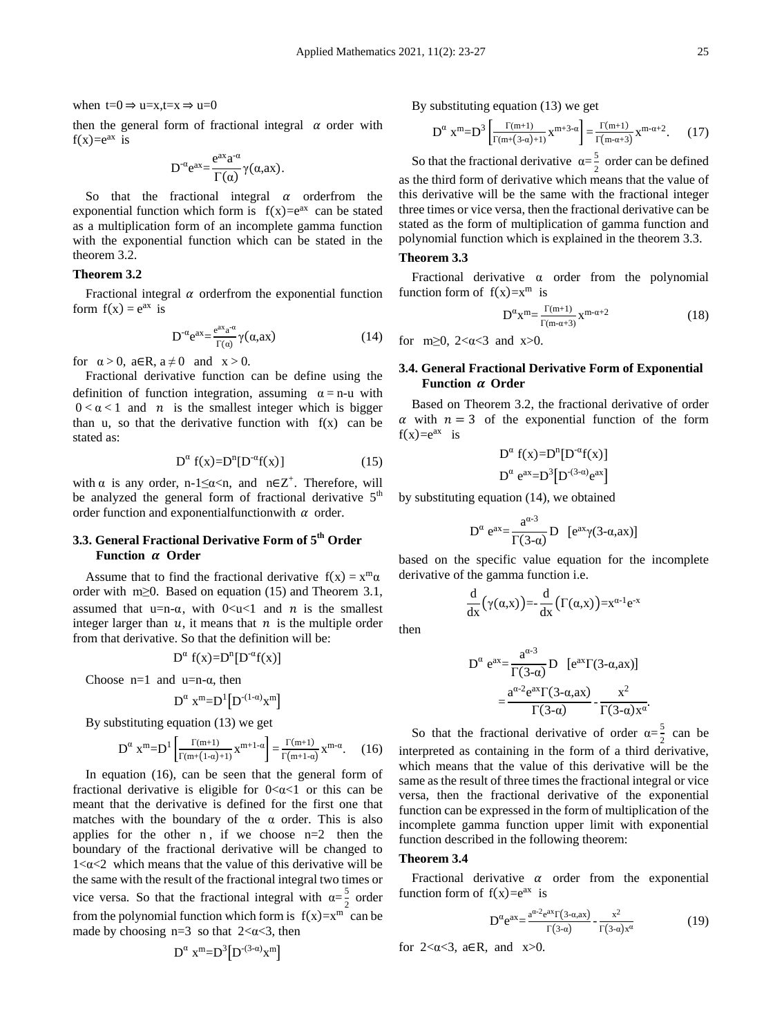when $t=0 \Rightarrow u=x, t=x \Rightarrow u=0$

then the general form of fractional integral $\alpha$ order with $f(x)=e^{ax}$ is

$$D^{-\alpha}e^{ax}=\frac{e^{ax}a^{-\alpha}}{\Gamma(\alpha)}\gamma(\alpha,ax).$$

So that the fractional integral $\alpha$ orderfrom the exponential function which form is $f(x)=e^{ax}$ can be stated as a multiplication form of an incomplete gamma function with the exponential function which can be stated in the theorem 3.2.

**Theorem 3.2**

Fractional integral $\alpha$ orderfrom the exponential function form $f(x) = e^{ax}$ is

$$D^{-\alpha}e^{ax}=\frac{e^{ax}a^{-\alpha}}{\Gamma(\alpha)}\gamma(\alpha,ax) \tag{14}$$

for $\alpha > 0$, $a \in R$, $a \neq 0$ and $x > 0$.

Fractional derivative function can be define using the definition of function integration, assuming $\alpha = n-u$ with $0 < \alpha < 1$ and $n$ is the smallest integer which is bigger than u, so that the derivative function with $f(x)$ can be stated as:

$$D^{\alpha} f(x)=D^{n}[D^{-\alpha}f(x)] \tag{15}$$

with $\alpha$ is any order, $n-1 \leq \alpha < n$, and $n \in Z^{+}$. Therefore, will be analyzed the general form of fractional derivative 5th order function and exponentialfunctionwith $\alpha$ order.

### 3.3. General Fractional Derivative Form of 5th Order Function $\alpha$ Order

Assume that to find the fractional derivative $f(x) = x^{m}\alpha$ order with $m \geq 0$. Based on equation (15) and Theorem 3.1, assumed that $u=n-\alpha$, with $0<u<1$ and $n$ is the smallest integer larger than $u$, it means that $n$ is the multiple order from that derivative. So that the definition will be:

$$D^{\alpha} f(x)=D^{n}[D^{-\alpha}f(x)]$$

Choose $n=1$ and $u=n-\alpha$, then

$$D^{\alpha} x^{m}=D^{1}\left[D^{-(1-\alpha)}x^{m}\right]$$

By substituting equation (13) we get

$$D^{\alpha} x^{m}=D^{1}\left[\frac{\Gamma(m+1)}{\Gamma(m+(1-\alpha)+1)}x^{m+1-\alpha}\right]=\frac{\Gamma(m+1)}{\Gamma(m+1-\alpha)}x^{m-\alpha}. \tag{16}$$

In equation (16), can be seen that the general form of fractional derivative is eligible for $0<\alpha<1$ or this can be meant that the derivative is defined for the first one that matches with the boundary of the $\alpha$ order. This is also applies for the other n, if we choose $n=2$ then the boundary of the fractional derivative will be changed to $1<\alpha<2$ which means that the value of this derivative will be the same with the result of the fractional integral two times or vice versa. So that the fractional integral with $\alpha=\frac{5}{2}$ order from the polynomial function which form is $f(x)=x^{m}$ can be made by choosing $n=3$ so that $2<\alpha<3$, then

$$D^{\alpha} x^{m}=D^{3}\left[D^{-(3-\alpha)}x^{m}\right]$$

By substituting equation (13) we get

$$D^{\alpha} x^{m}=D^{3}\left[\frac{\Gamma(m+1)}{\Gamma(m+(3-\alpha)+1)}x^{m+3-\alpha}\right]=\frac{\Gamma(m+1)}{\Gamma(m-\alpha+3)}x^{m-\alpha+2}. \tag{17}$$

So that the fractional derivative $\alpha=\frac{5}{2}$ order can be defined as the third form of derivative which means that the value of this derivative will be the same with the fractional integer three times or vice versa, then the fractional derivative can be stated as the form of multiplication of gamma function and polynomial function which is explained in the theorem 3.3.

**Theorem 3.3**

Fractional derivative $\alpha$ order from the polynomial function form of $f(x)=x^{m}$ is

$$D^{\alpha}x^{m}=\frac{\Gamma(m+1)}{\Gamma(m-\alpha+3)}x^{m-\alpha+2} \tag{18}$$

for $m \geq 0$, $2<\alpha<3$ and $x>0$.

### 3.4. General Fractional Derivative Form of Exponential Function $\alpha$ Order

Based on Theorem 3.2, the fractional derivative of order $\alpha$ with $n = 3$ of the exponential function of the form $f(x)=e^{ax}$ is

$$D^{\alpha} f(x)=D^{n}[D^{-\alpha}f(x)]$$

$$D^{\alpha} e^{ax}=D^{3}\left[D^{-(3-\alpha)}e^{ax}\right]$$

by substituting equation (14), we obtained

$$D^{\alpha} e^{ax}=\frac{a^{\alpha-3}}{\Gamma(3-\alpha)}D\quad[e^{ax}\gamma(3-\alpha,ax)]$$

based on the specific value equation for the incomplete derivative of the gamma function i.e.

$$\frac{d}{dx}\left(\gamma(\alpha,x)\right)=-\frac{d}{dx}\left(\Gamma(\alpha,x)\right)=x^{\alpha-1}e^{-x}$$

then

$$D^{\alpha} e^{ax}=\frac{a^{\alpha-3}}{\Gamma(3-\alpha)}D\quad[e^{ax}\Gamma(3-\alpha,ax)]$$

$$=\frac{a^{\alpha-2}e^{ax}\Gamma(3-\alpha,ax)}{\Gamma(3-\alpha)}-\frac{x^{2}}{\Gamma(3-\alpha)x^{\alpha}}.$$

So that the fractional derivative of order $\alpha=\frac{5}{2}$ can be interpreted as containing in the form of a third derivative, which means that the value of this derivative will be the same as the result of three times the fractional integral or vice versa, then the fractional derivative of the exponential function can be expressed in the form of multiplication of the incomplete gamma function upper limit with exponential function described in the following theorem:

**Theorem 3.4**

Fractional derivative $\alpha$ order from the exponential function form of $f(x)=e^{ax}$ is

$$D^{\alpha}e^{ax}=\frac{a^{\alpha-2}e^{ax}\Gamma(3-\alpha,ax)}{\Gamma(3-\alpha)}-\frac{x^{2}}{\Gamma(3-\alpha)x^{\alpha}} \tag{19}$$

for $2<\alpha<3$, $a \in R$, and $x>0$.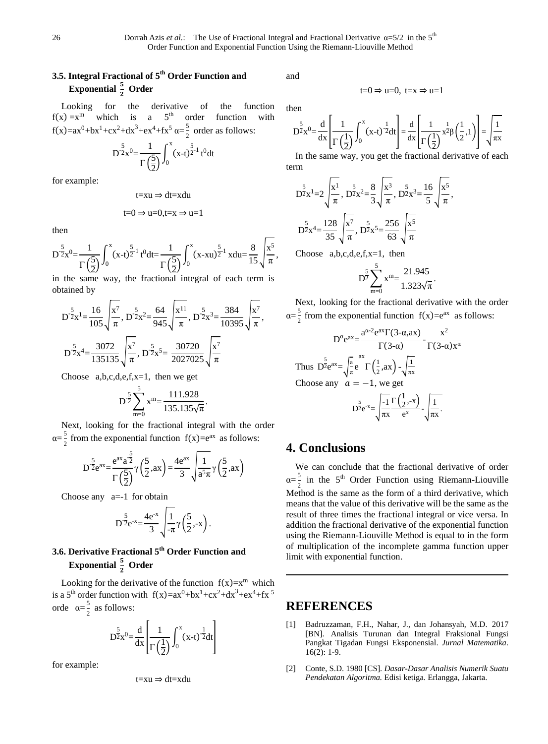### 3.5. Integral Fractional of 5th Order Function and Exponential $\frac{5}{2}$ Order

Looking for the derivative of the function $f(x) = x^m$ which is a 5th order function with $f(x)=ax^0+bx^1+cx^2+dx^3+ex^4+fx^5$ $\alpha=\frac{5}{2}$ order as follows:

$$D^{-\frac{5}{2}}x^0=\frac{1}{\Gamma\left(\frac{5}{2}\right)}\int_0^x (x-t)^{\frac{5}{2}-1}\, t^0 dt$$

for example:

$$t=xu \Rightarrow dt=xdu$$

$$t=0 \Rightarrow u=0, t=x \Rightarrow u=1$$

then

$$D^{-\frac{5}{2}}x^0=\frac{1}{\Gamma\left(\frac{5}{2}\right)}\int_0^x (x-t)^{\frac{5}{2}-1}\, t^0 dt=\frac{1}{\Gamma\left(\frac{5}{2}\right)}\int_0^x (x-xu)^{\frac{5}{2}-1}\, xdu=\frac{8}{15}\sqrt{\frac{x^5}{\pi}},$$

in the same way, the fractional integral of each term is obtained by

$$D^{-\frac{5}{2}}x^1=\frac{16}{105}\sqrt{\frac{x^7}{\pi}},\ D^{-\frac{5}{2}}x^2=\frac{64}{945}\sqrt{\frac{x^{11}}{\pi}},\ D^{-\frac{5}{2}}x^3=\frac{384}{10395}\sqrt{\frac{x^7}{\pi}},$$

$$D^{-\frac{5}{2}}x^4=\frac{3072}{135135}\sqrt{\frac{x^7}{\pi}},\ D^{-\frac{5}{2}}x^5=\frac{30720}{2027025}\sqrt{\frac{x^7}{\pi}}$$

Choose a,b,c,d,e,f,x=1, then we get

$$D^{-\frac{5}{2}}\sum_{m=0}^{5} x^m=\frac{111.928}{135.135\sqrt{\pi}}.$$

Next, looking for the fractional integral with the order $\alpha=\frac{5}{2}$ from the exponential function $f(x)=e^{ax}$ as follows:

$$D^{-\frac{5}{2}}e^{ax}=\frac{e^{ax}a^{-\frac{5}{2}}}{\Gamma\left(\frac{5}{2}\right)}\gamma\left(\frac{5}{2},ax\right)=\frac{4e^{ax}}{3}\sqrt{\frac{1}{a^5\pi}}\gamma\left(\frac{5}{2},ax\right)$$

Choose any $a=-1$ for obtain

$$D^{-\frac{5}{2}}e^{-x}=\frac{4e^{-x}}{3}\sqrt{\frac{1}{-\pi}}\gamma\left(\frac{5}{2},-x\right).$$

### 3.6. Derivative Fractional 5th Order Function and Exponential $\frac{5}{2}$ Order

Looking for the derivative of the function $f(x)=x^m$ which is a 5th order function with $f(x)=ax^0+bx^1+cx^2+dx^3+ex^4+fx^5$ orde $\alpha=\frac{5}{2}$ as follows:

$$D^{\frac{5}{2}}x^0=\frac{d}{dx}\left[\frac{1}{\Gamma\left(\frac{1}{2}\right)}\int_0^x (x-t)^{-\frac{1}{2}}dt\right]$$

for example:

$$t=xu \Rightarrow dt=xdu$$

and

$$t=0 \Rightarrow u=0,\ t=x \Rightarrow u=1$$

then

$$D^{\frac{5}{2}}x^0=\frac{d}{dx}\left[\frac{1}{\Gamma\left(\frac{1}{2}\right)}\int_0^x (x-t)^{-\frac{1}{2}}dt\right]=\frac{d}{dx}\left[\frac{1}{\Gamma\left(\frac{1}{2}\right)}x^{\frac{1}{2}}\beta\left(\frac{1}{2},1\right)\right]=\sqrt{\frac{1}{\pi x}}$$

In the same way, you get the fractional derivative of each term

$$D^{\frac{5}{2}}x^1=2\sqrt{\frac{x^1}{\pi}},\ D^{\frac{5}{2}}x^2=\frac{8}{3}\sqrt{\frac{x^3}{\pi}},\ D^{\frac{5}{2}}x^3=\frac{16}{5}\sqrt{\frac{x^5}{\pi}},$$

$$D^{\frac{5}{2}}x^4=\frac{128}{35}\sqrt{\frac{x^7}{\pi}},\ D^{\frac{5}{2}}x^5=\frac{256}{63}\sqrt{\frac{x^5}{\pi}}$$

Choose a,b,c,d,e,f,x=1, then

$$D^{\frac{5}{2}}\sum_{m=0}^{5} x^m=\frac{21.945}{1.323\sqrt{\pi}}.$$

Next, looking for the fractional derivative with the order $\alpha=\frac{5}{2}$ from the exponential function $f(x)=e^{ax}$ as follows:

$$D^{\alpha}e^{ax}=\frac{a^{\alpha-2}e^{ax}\Gamma(3-\alpha,ax)}{\Gamma(3-\alpha)}-\frac{x^2}{\Gamma(3-\alpha)x^{\alpha}}$$

Thus $D^{\frac{5}{2}}e^{ax}=\sqrt{\frac{a}{\pi}}e^{ax}\,\Gamma\left(\frac{1}{2},ax\right)-\sqrt{\frac{1}{\pi x}}$

Choose any $a=-1$, we get

$$D^{\frac{5}{2}}e^{-x}=\sqrt{\frac{-1}{\pi x}}\frac{\Gamma\left(\frac{1}{2},-x\right)}{e^{x}}-\sqrt{\frac{1}{\pi x}}.$$

## 4. Conclusions

We can conclude that the fractional derivative of order $\alpha=\frac{5}{2}$ in the 5th Order Function using Riemann-Liouville Method is the same as the form of a third derivative, which means that the value of this derivative will be the same as the result of three times the fractional integral or vice versa. In addition the fractional derivative of the exponential function using the Riemann-Liouville Method is equal to in the form of multiplication of the incomplete gamma function upper limit with exponential function.

## REFERENCES

[1] Badruzzaman, F.H., Nahar, J., dan Johansyah, M.D. 2017 [BN]. Analisis Turunan dan Integral Fraksional Fungsi Pangkat Tigadan Fungsi Eksponensial. *Jurnal Matematika*. 16(2): 1-9.

[2] Conte, S.D. 1980 [CS]. *Dasar-Dasar Analisis Numerik Suatu Pendekatan Algoritma.* Edisi ketiga. Erlangga, Jakarta.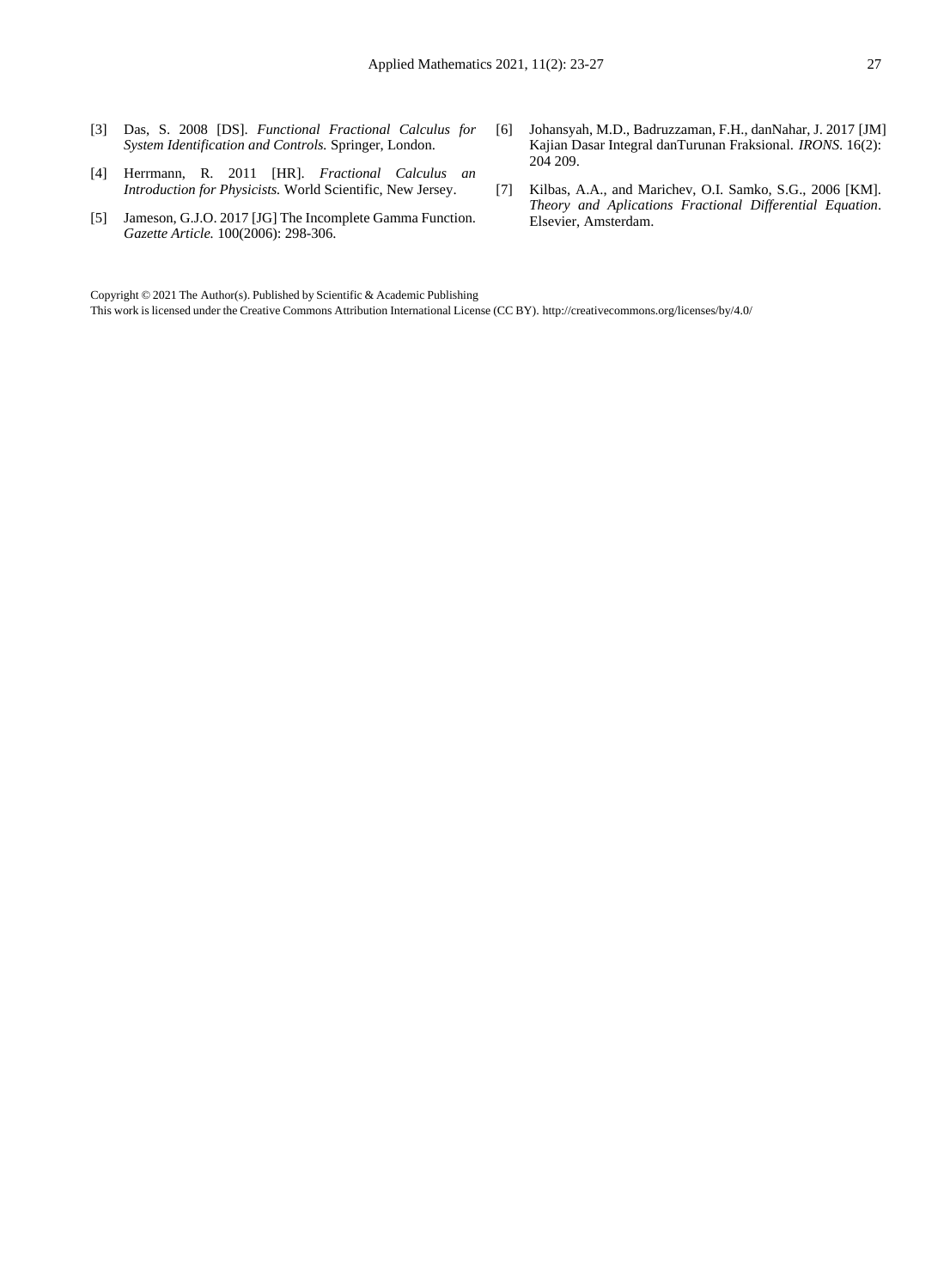[3] Das, S. 2008 [DS]. *Functional Fractional Calculus for System Identification and Controls.* Springer, London.

[4] Herrmann, R. 2011 [HR]. *Fractional Calculus an Introduction for Physicists.* World Scientific, New Jersey.

[5] Jameson, G.J.O. 2017 [JG] The Incomplete Gamma Function. *Gazette Article.* 100(2006): 298-306.

[6] Johansyah, M.D., Badruzzaman, F.H., danNahar, J. 2017 [JM] Kajian Dasar Integral danTurunan Fraksional. *IRONS.* 16(2): 204 209.

[7] Kilbas, A.A., and Marichev, O.I. Samko, S.G., 2006 [KM]. *Theory and Aplications Fractional Differential Equation*. Elsevier, Amsterdam.

Copyright © 2021 The Author(s). Published by Scientific & Academic Publishing
This work is licensed under the Creative Commons Attribution International License (CC BY). http://creativecommons.org/licenses/by/4.0/